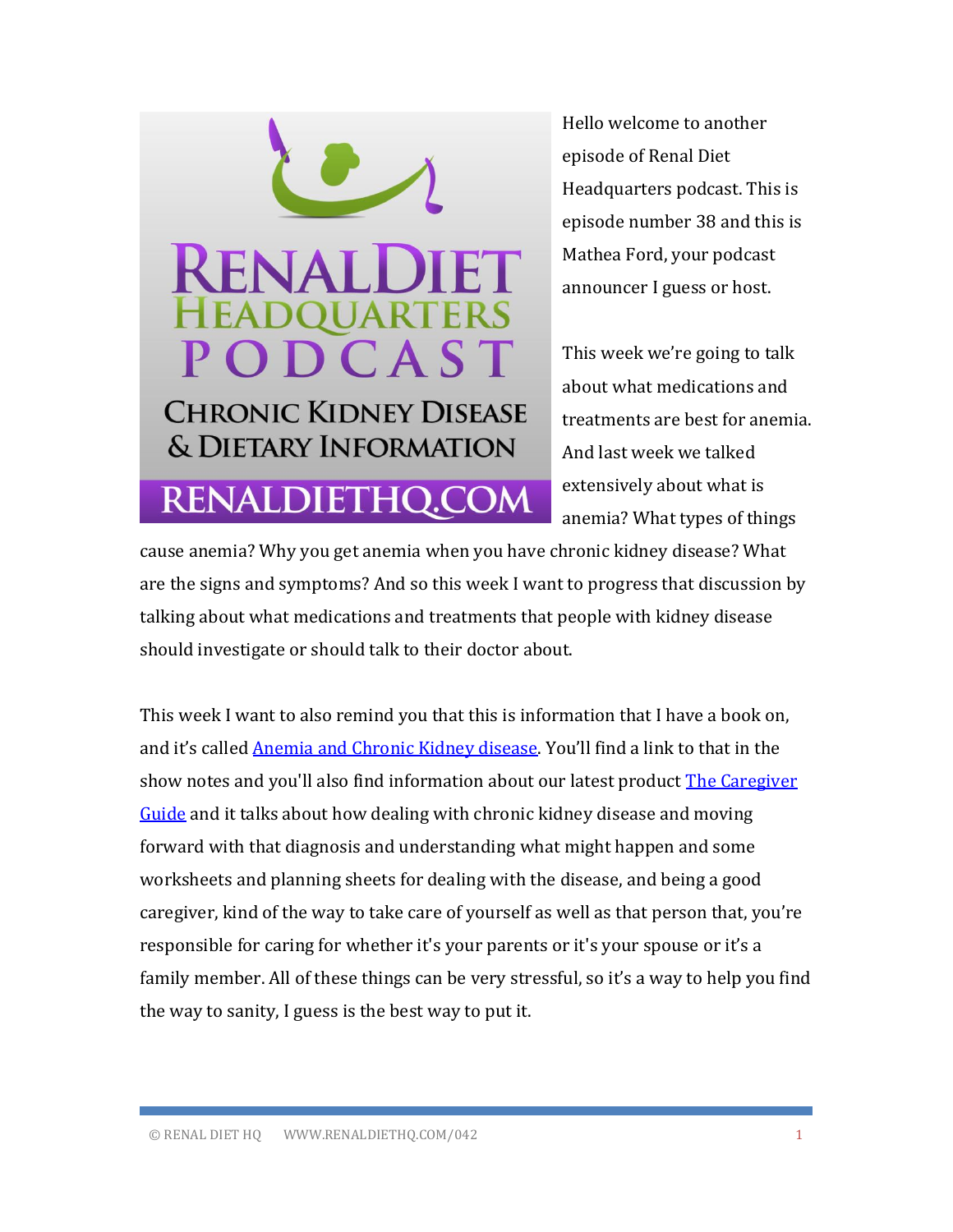Hello welcome to another episode of Renal Diet Headquarters podcast. This is episode number 38 and this is Mathea Ford, your podcast announcer I guess or host.

This week we're going to talk about what medications and treatments are best for anemia. And last week we talked extensively about what is anemia? What types of things cause anemia? Why you get anemia when you have chronic kidney disease? What are the signs and symptoms? And so this week I want to progress that discussion by talking about what medications and treatments that people with kidney disease should investigate or should talk to their doctor about.

This week I want to also remind you that this is information that I have a book on, and it's called [Anemia and Chronic Kidney disease](). You'll find a link to that in the show notes and you'll also find information about our latest product [The Caregiver Guide]() and it talks about how dealing with chronic kidney disease and moving forward with that diagnosis and understanding what might happen and some worksheets and planning sheets for dealing with the disease, and being a good caregiver, kind of the way to take care of yourself as well as that person that, you're responsible for caring for whether it's your parents or it's your spouse or it's a family member. All of these things can be very stressful, so it's a way to help you find the way to sanity, I guess is the best way to put it.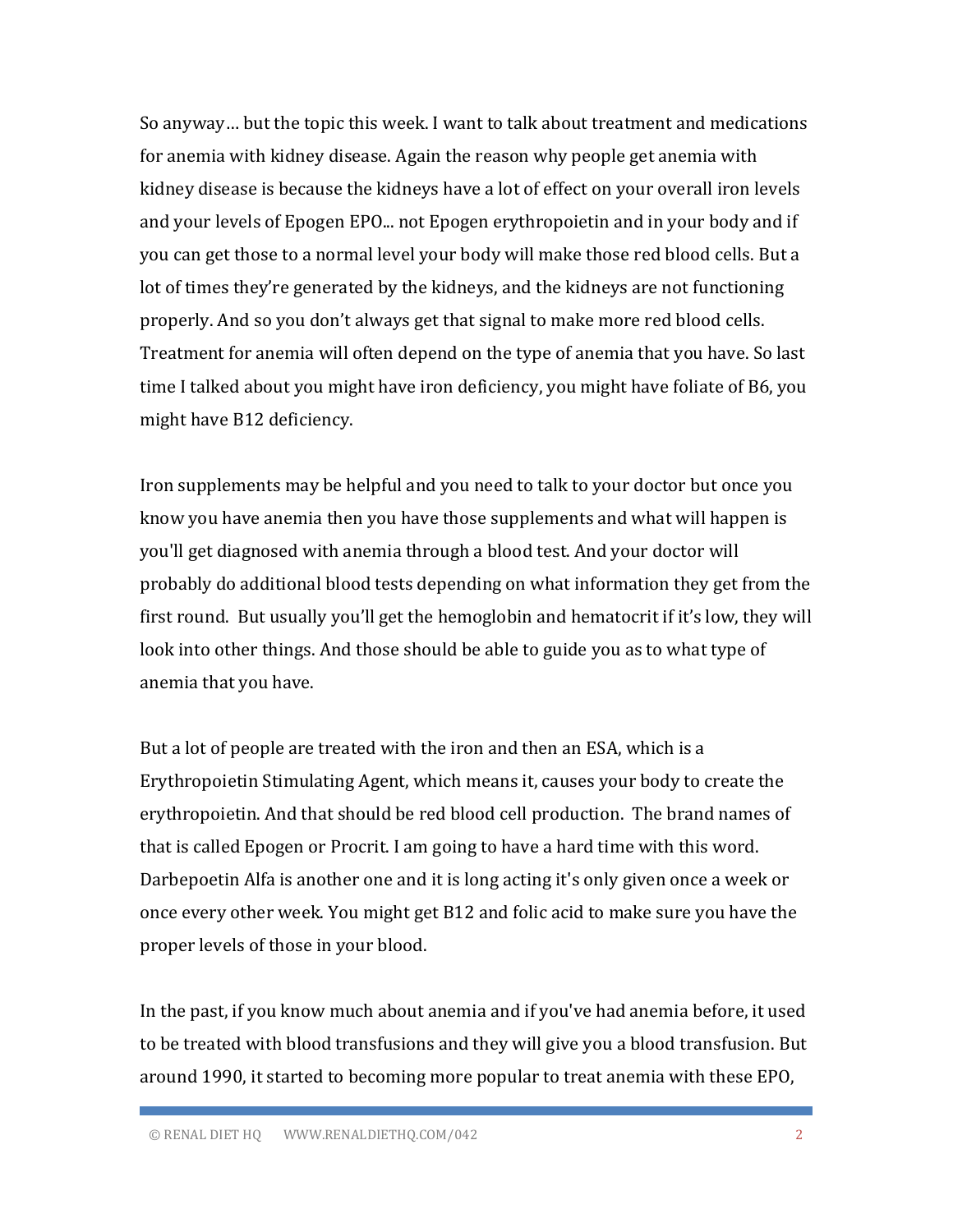So anyway… but the topic this week. I want to talk about treatment and medications for anemia with kidney disease. Again the reason why people get anemia with kidney disease is because the kidneys have a lot of effect on your overall iron levels and your levels of Epogen EPO... not Epogen erythropoietin and in your body and if you can get those to a normal level your body will make those red blood cells. But a lot of times they're generated by the kidneys, and the kidneys are not functioning properly. And so you don't always get that signal to make more red blood cells. Treatment for anemia will often depend on the type of anemia that you have. So last time I talked about you might have iron deficiency, you might have foliate of B6, you might have B12 deficiency.

Iron supplements may be helpful and you need to talk to your doctor but once you know you have anemia then you have those supplements and what will happen is you'll get diagnosed with anemia through a blood test. And your doctor will probably do additional blood tests depending on what information they get from the first round. But usually you'll get the hemoglobin and hematocrit if it's low, they will look into other things. And those should be able to guide you as to what type of anemia that you have.

But a lot of people are treated with the iron and then an ESA, which is a Erythropoietin Stimulating Agent, which means it, causes your body to create the erythropoietin. And that should be red blood cell production. The brand names of that is called Epogen or Procrit. I am going to have a hard time with this word. Darbepoetin Alfa is another one and it is long acting it's only given once a week or once every other week. You might get B12 and folic acid to make sure you have the proper levels of those in your blood.

In the past, if you know much about anemia and if you've had anemia before, it used to be treated with blood transfusions and they will give you a blood transfusion. But around 1990, it started to becoming more popular to treat anemia with these EPO,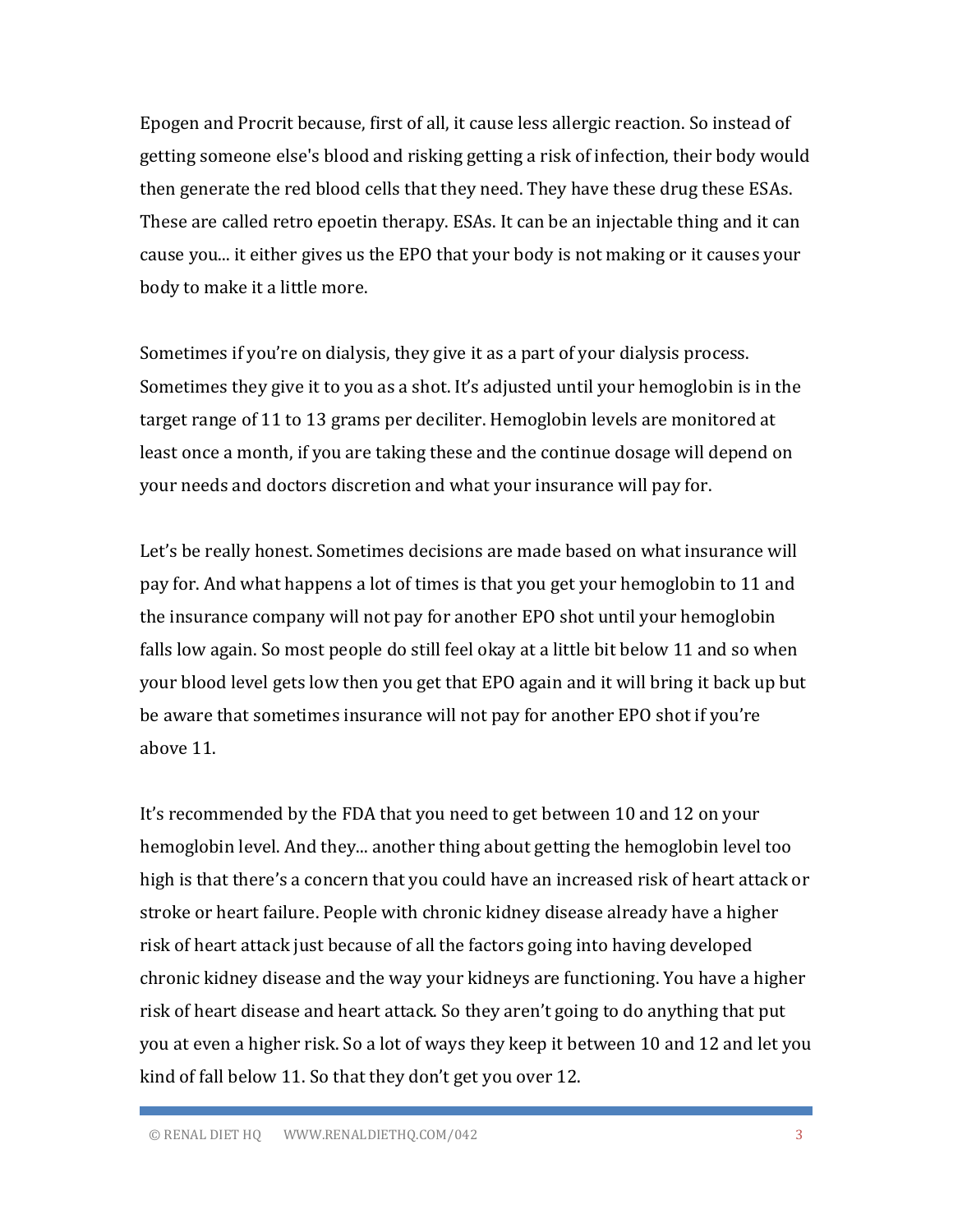Epogen and Procrit because, first of all, it cause less allergic reaction. So instead of getting someone else's blood and risking getting a risk of infection, their body would then generate the red blood cells that they need. They have these drug these ESAs. These are called retro epoetin therapy. ESAs. It can be an injectable thing and it can cause you... it either gives us the EPO that your body is not making or it causes your body to make it a little more.

Sometimes if you're on dialysis, they give it as a part of your dialysis process. Sometimes they give it to you as a shot. It's adjusted until your hemoglobin is in the target range of 11 to 13 grams per deciliter. Hemoglobin levels are monitored at least once a month, if you are taking these and the continue dosage will depend on your needs and doctors discretion and what your insurance will pay for.

Let's be really honest. Sometimes decisions are made based on what insurance will pay for. And what happens a lot of times is that you get your hemoglobin to 11 and the insurance company will not pay for another EPO shot until your hemoglobin falls low again. So most people do still feel okay at a little bit below 11 and so when your blood level gets low then you get that EPO again and it will bring it back up but be aware that sometimes insurance will not pay for another EPO shot if you're above 11.

It's recommended by the FDA that you need to get between 10 and 12 on your hemoglobin level. And they... another thing about getting the hemoglobin level too high is that there's a concern that you could have an increased risk of heart attack or stroke or heart failure. People with chronic kidney disease already have a higher risk of heart attack just because of all the factors going into having developed chronic kidney disease and the way your kidneys are functioning. You have a higher risk of heart disease and heart attack. So they aren't going to do anything that put you at even a higher risk. So a lot of ways they keep it between 10 and 12 and let you kind of fall below 11. So that they don't get you over 12.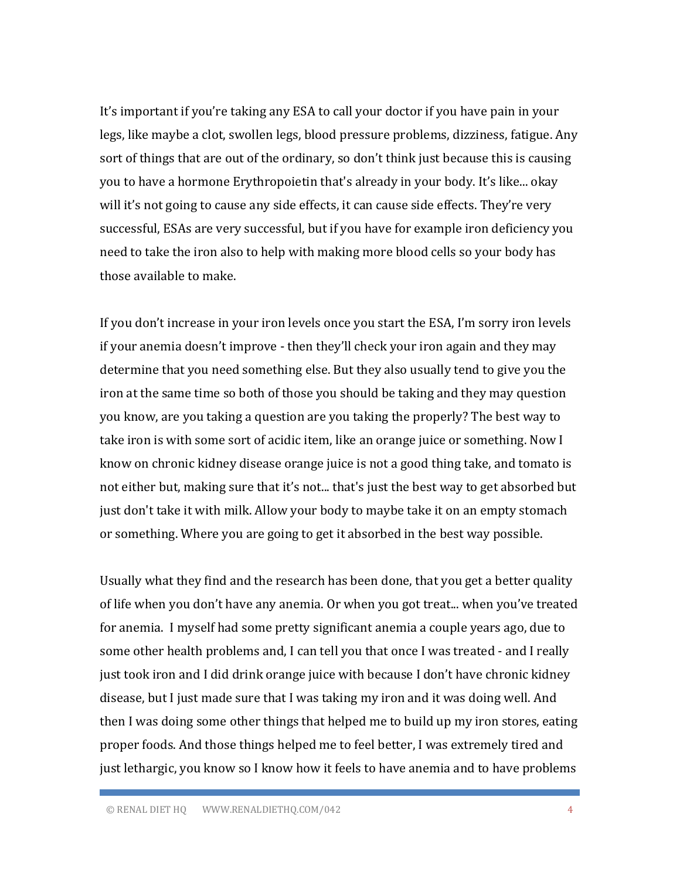It's important if you're taking any ESA to call your doctor if you have pain in your legs, like maybe a clot, swollen legs, blood pressure problems, dizziness, fatigue. Any sort of things that are out of the ordinary, so don't think just because this is causing you to have a hormone Erythropoietin that's already in your body. It's like... okay will it's not going to cause any side effects, it can cause side effects. They're very successful, ESAs are very successful, but if you have for example iron deficiency you need to take the iron also to help with making more blood cells so your body has those available to make.

If you don't increase in your iron levels once you start the ESA, I'm sorry iron levels if your anemia doesn't improve - then they'll check your iron again and they may determine that you need something else. But they also usually tend to give you the iron at the same time so both of those you should be taking and they may question you know, are you taking a question are you taking the properly? The best way to take iron is with some sort of acidic item, like an orange juice or something. Now I know on chronic kidney disease orange juice is not a good thing take, and tomato is not either but, making sure that it's not... that's just the best way to get absorbed but just don't take it with milk. Allow your body to maybe take it on an empty stomach or something. Where you are going to get it absorbed in the best way possible.

Usually what they find and the research has been done, that you get a better quality of life when you don't have any anemia. Or when you got treat... when you've treated for anemia. I myself had some pretty significant anemia a couple years ago, due to some other health problems and, I can tell you that once I was treated - and I really just took iron and I did drink orange juice with because I don't have chronic kidney disease, but I just made sure that I was taking my iron and it was doing well. And then I was doing some other things that helped me to build up my iron stores, eating proper foods. And those things helped me to feel better, I was extremely tired and just lethargic, you know so I know how it feels to have anemia and to have problems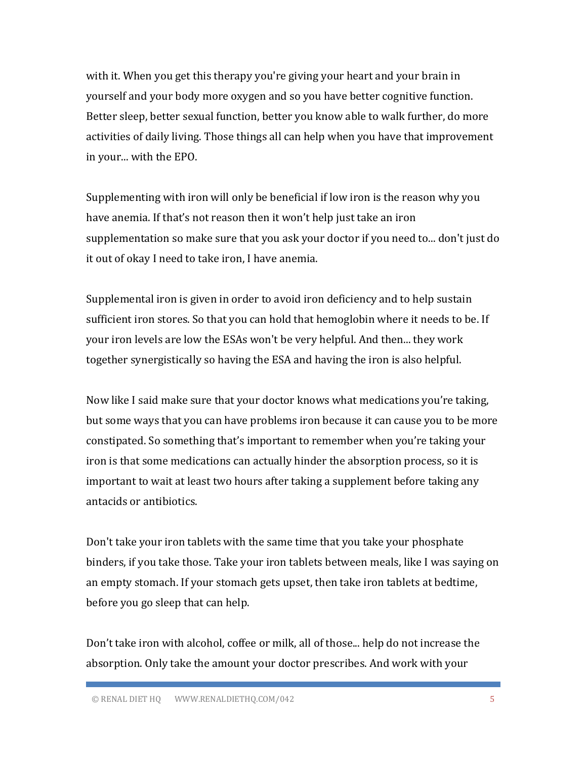with it. When you get this therapy you're giving your heart and your brain in yourself and your body more oxygen and so you have better cognitive function. Better sleep, better sexual function, better you know able to walk further, do more activities of daily living. Those things all can help when you have that improvement in your... with the EPO.

Supplementing with iron will only be beneficial if low iron is the reason why you have anemia. If that's not reason then it won't help just take an iron supplementation so make sure that you ask your doctor if you need to... don't just do it out of okay I need to take iron, I have anemia.

Supplemental iron is given in order to avoid iron deficiency and to help sustain sufficient iron stores. So that you can hold that hemoglobin where it needs to be. If your iron levels are low the ESAs won't be very helpful. And then... they work together synergistically so having the ESA and having the iron is also helpful.

Now like I said make sure that your doctor knows what medications you're taking, but some ways that you can have problems iron because it can cause you to be more constipated. So something that's important to remember when you're taking your iron is that some medications can actually hinder the absorption process, so it is important to wait at least two hours after taking a supplement before taking any antacids or antibiotics.

Don't take your iron tablets with the same time that you take your phosphate binders, if you take those. Take your iron tablets between meals, like I was saying on an empty stomach. If your stomach gets upset, then take iron tablets at bedtime, before you go sleep that can help.

Don't take iron with alcohol, coffee or milk, all of those... help do not increase the absorption. Only take the amount your doctor prescribes. And work with your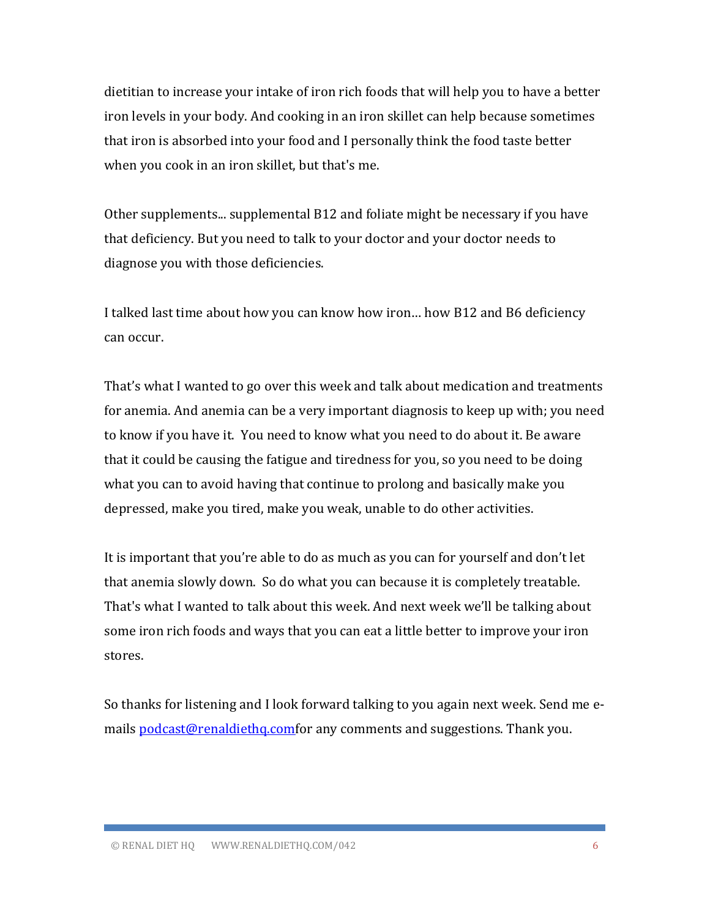dietitian to increase your intake of iron rich foods that will help you to have a better iron levels in your body. And cooking in an iron skillet can help because sometimes that iron is absorbed into your food and I personally think the food taste better when you cook in an iron skillet, but that's me.

Other supplements... supplemental B12 and foliate might be necessary if you have that deficiency. But you need to talk to your doctor and your doctor needs to diagnose you with those deficiencies.

I talked last time about how you can know how iron… how B12 and B6 deficiency can occur.

That's what I wanted to go over this week and talk about medication and treatments for anemia. And anemia can be a very important diagnosis to keep up with; you need to know if you have it.  You need to know what you need to do about it. Be aware that it could be causing the fatigue and tiredness for you, so you need to be doing what you can to avoid having that continue to prolong and basically make you depressed, make you tired, make you weak, unable to do other activities.

It is important that you're able to do as much as you can for yourself and don't let that anemia slowly down.  So do what you can because it is completely treatable. That's what I wanted to talk about this week. And next week we'll be talking about some iron rich foods and ways that you can eat a little better to improve your iron stores.

So thanks for listening and I look forward talking to you again next week. Send me e-mails podcast@renaldiethq.comfor any comments and suggestions. Thank you.